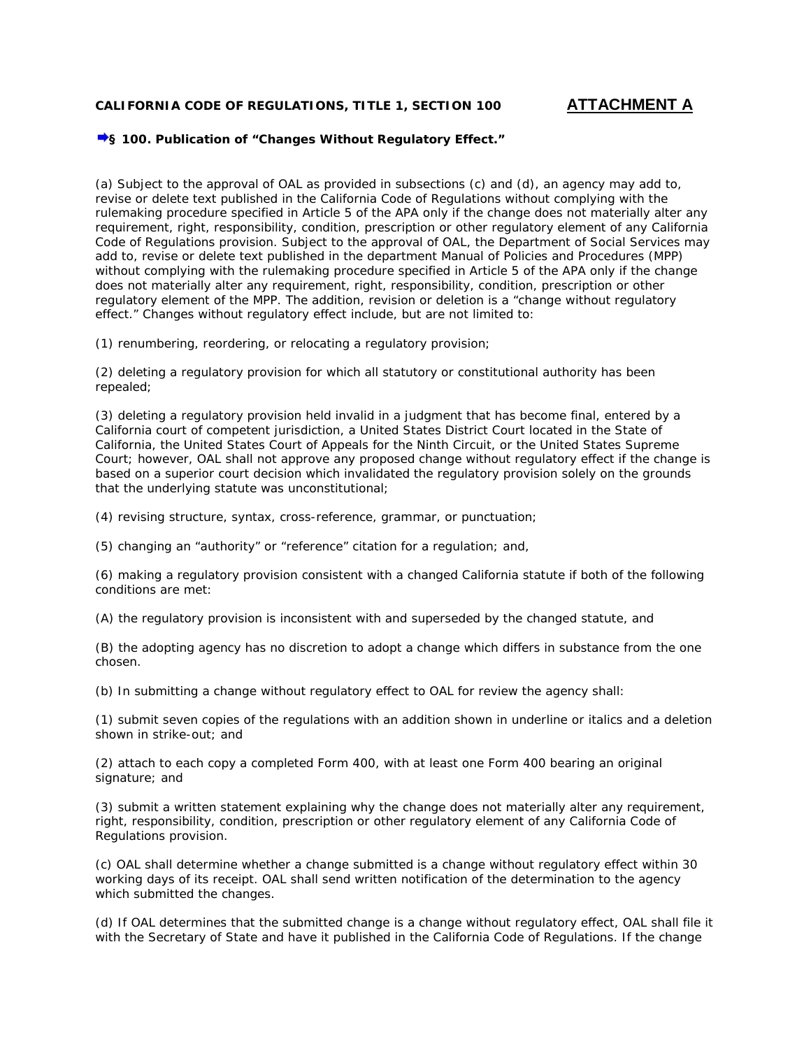**CALIFORNIA CODE OF REGULATIONS, TITLE 1, SECTION 100** **ATTACHMENT A**

**➡§ 100. Publication of "Changes Without Regulatory Effect."**

(a) Subject to the approval of OAL as provided in subsections (c) and (d), an agency may add to, revise or delete text published in the California Code of Regulations without complying with the rulemaking procedure specified in Article 5 of the APA only if the change does not materially alter any requirement, right, responsibility, condition, prescription or other regulatory element of any California Code of Regulations provision. Subject to the approval of OAL, the Department of Social Services may add to, revise or delete text published in the department Manual of Policies and Procedures (MPP) without complying with the rulemaking procedure specified in Article 5 of the APA only if the change does not materially alter any requirement, right, responsibility, condition, prescription or other regulatory element of the MPP. The addition, revision or deletion is a "change without regulatory effect." Changes without regulatory effect include, but are not limited to:

(1) renumbering, reordering, or relocating a regulatory provision;

(2) deleting a regulatory provision for which all statutory or constitutional authority has been repealed;

(3) deleting a regulatory provision held invalid in a judgment that has become final, entered by a California court of competent jurisdiction, a United States District Court located in the State of California, the United States Court of Appeals for the Ninth Circuit, or the United States Supreme Court; however, OAL shall not approve any proposed change without regulatory effect if the change is based on a superior court decision which invalidated the regulatory provision solely on the grounds that the underlying statute was unconstitutional;

(4) revising structure, syntax, cross-reference, grammar, or punctuation;

(5) changing an "authority" or "reference" citation for a regulation; and,

(6) making a regulatory provision consistent with a changed California statute if both of the following conditions are met:

(A) the regulatory provision is inconsistent with and superseded by the changed statute, and

(B) the adopting agency has no discretion to adopt a change which differs in substance from the one chosen.

(b) In submitting a change without regulatory effect to OAL for review the agency shall:

(1) submit seven copies of the regulations with an addition shown in underline or italics and a deletion shown in strike-out; and

(2) attach to each copy a completed Form 400, with at least one Form 400 bearing an original signature; and

(3) submit a written statement explaining why the change does not materially alter any requirement, right, responsibility, condition, prescription or other regulatory element of any California Code of Regulations provision.

(c) OAL shall determine whether a change submitted is a change without regulatory effect within 30 working days of its receipt. OAL shall send written notification of the determination to the agency which submitted the changes.

(d) If OAL determines that the submitted change is a change without regulatory effect, OAL shall file it with the Secretary of State and have it published in the California Code of Regulations. If the change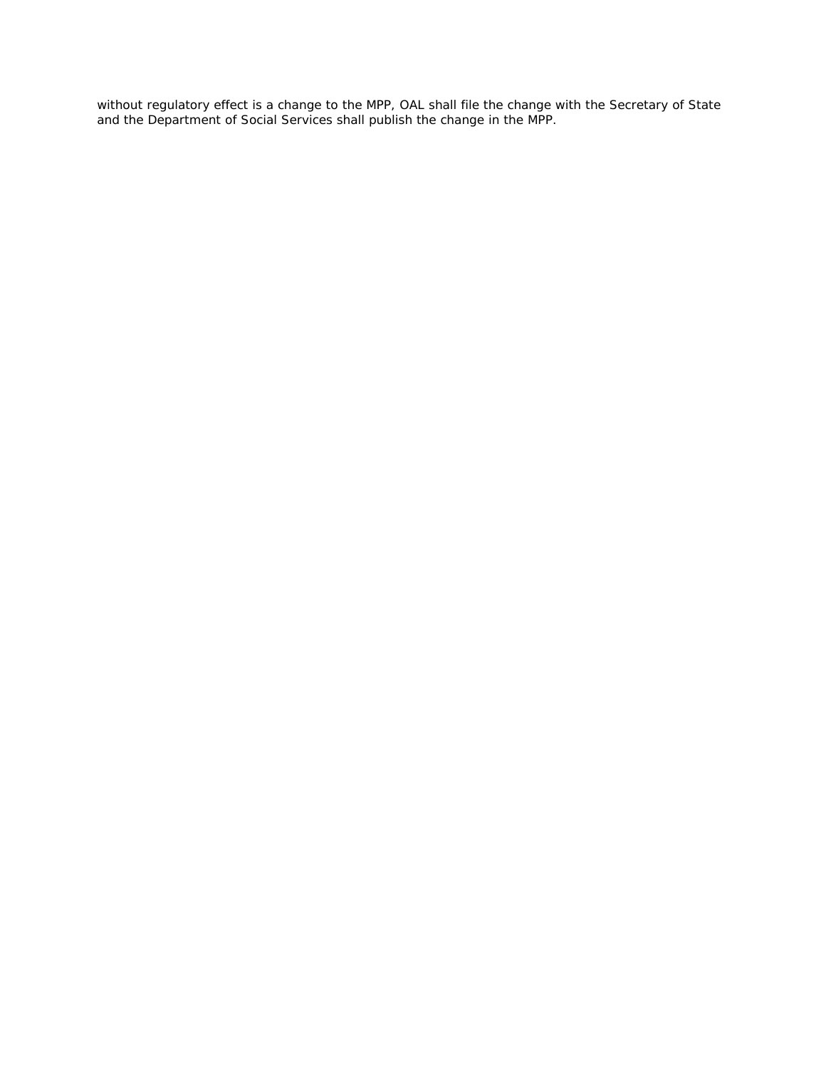without regulatory effect is a change to the MPP, OAL shall file the change with the Secretary of State and the Department of Social Services shall publish the change in the MPP.